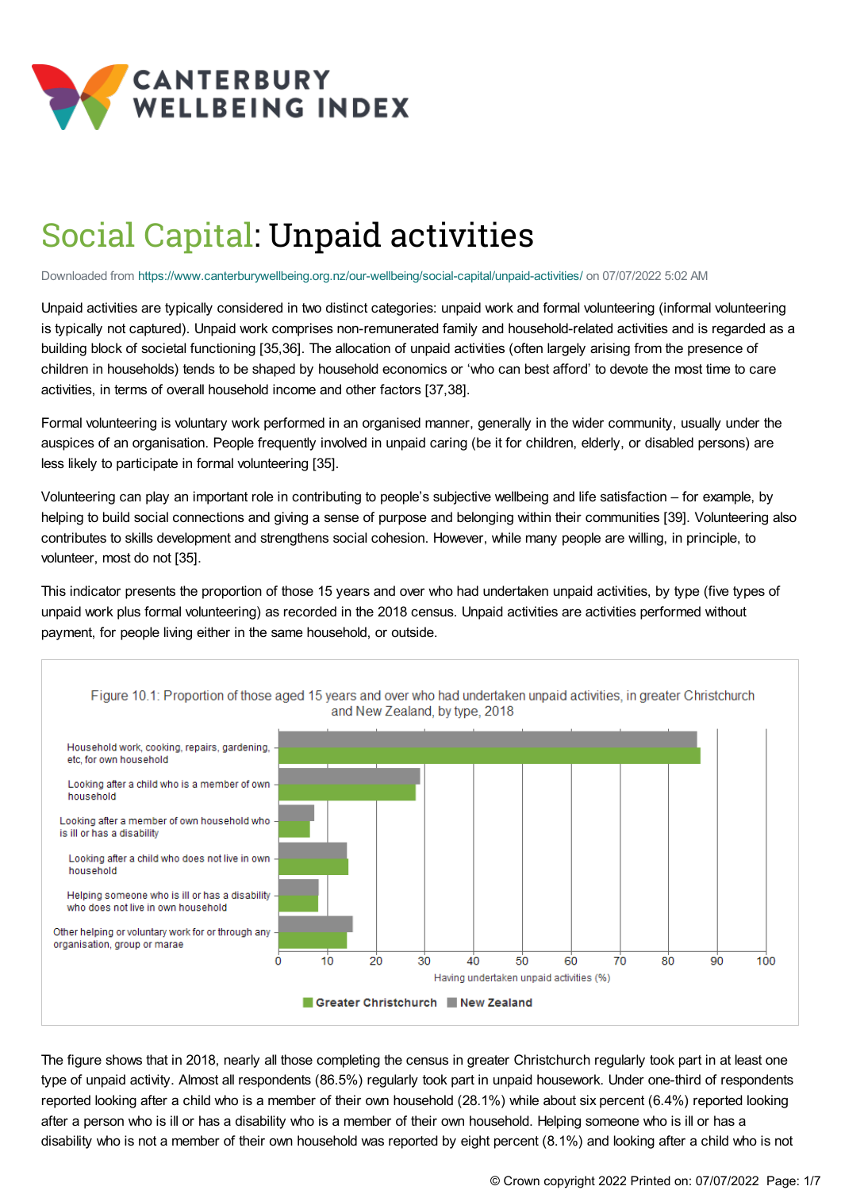# Social Capital: Unpaid activities

Downloaded from https://www.canterburywellbeing.org.nz/our-wellbeing/social-capital/unpaid-activities/ on 07/07/2022 5:02 AM

Unpaid activities are typically considered in two distinct categories: unpaid work and formal volunteering (informal volunteering is typically not captured). Unpaid work comprises non-remunerated family and household-related activities and is regarded as a building block of societal functioning [35,36]. The allocation of unpaid activities (often largely arising from the presence of children in households) tends to be shaped by household economics or 'who can best afford' to devote the most time to care activities, in terms of overall household income and other factors [37,38].

Formal volunteering is voluntary work performed in an organised manner, generally in the wider community, usually under the auspices of an organisation. People frequently involved in unpaid caring (be it for children, elderly, or disabled persons) are less likely to participate in formal volunteering [35].

Volunteering can play an important role in contributing to people's subjective wellbeing and life satisfaction – for example, by helping to build social connections and giving a sense of purpose and belonging within their communities [39]. Volunteering also contributes to skills development and strengthens social cohesion. However, while many people are willing, in principle, to volunteer, most do not [35].

This indicator presents the proportion of those 15 years and over who had undertaken unpaid activities, by type (five types of unpaid work plus formal volunteering) as recorded in the 2018 census. Unpaid activities are activities performed without payment, for people living either in the same household, or outside.

Figure 10.1: Proportion of those aged 15 years and over who had undertaken unpaid activities, in greater Christchurch and New Zealand, by type, 2018

| Type | Greater Christchurch | New Zealand |
|---|---|---|
| Household work, cooking, repairs, gardening, etc, for own household | ~86.5 | ~86 |
| Looking after a child who is a member of own household | ~28 | ~29 |
| Looking after a member of own household who is ill or has a disability | ~6.4 | ~7 |
| Looking after a child who does not live in own household | ~14 | ~14 |
| Helping someone who is ill or has a disability who does not live in own household | ~8 | ~8 |
| Other helping or voluntary work for or through any organisation, group or marae | ~14 | ~15 |

Having undertaken unpaid activities (%)

The figure shows that in 2018, nearly all those completing the census in greater Christchurch regularly took part in at least one type of unpaid activity. Almost all respondents (86.5%) regularly took part in unpaid housework. Under one-third of respondents reported looking after a child who is a member of their own household (28.1%) while about six percent (6.4%) reported looking after a person who is ill or has a disability who is a member of their own household. Helping someone who is ill or has a disability who is not a member of their own household was reported by eight percent (8.1%) and looking after a child who is not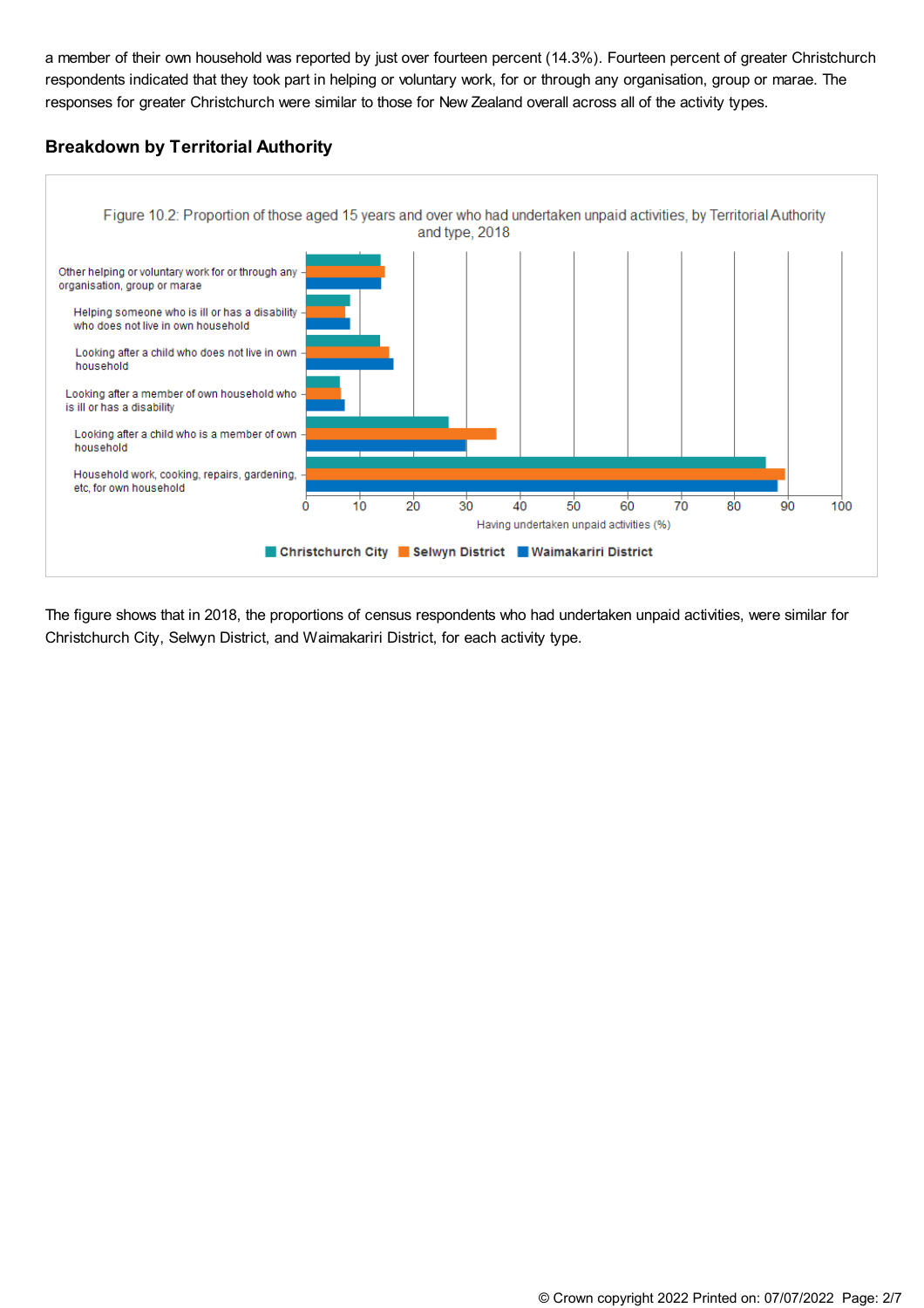a member of their own household was reported by just over fourteen percent (14.3%). Fourteen percent of greater Christchurch respondents indicated that they took part in helping or voluntary work, for or through any organisation, group or marae. The responses for greater Christchurch were similar to those for New Zealand overall across all of the activity types.

### Breakdown by Territorial Authority

Figure 10.2: Proportion of those aged 15 years and over who had undertaken unpaid activities, by Territorial Authority and type, 2018

The figure shows that in 2018, the proportions of census respondents who had undertaken unpaid activities, were similar for Christchurch City, Selwyn District, and Waimakariri District, for each activity type.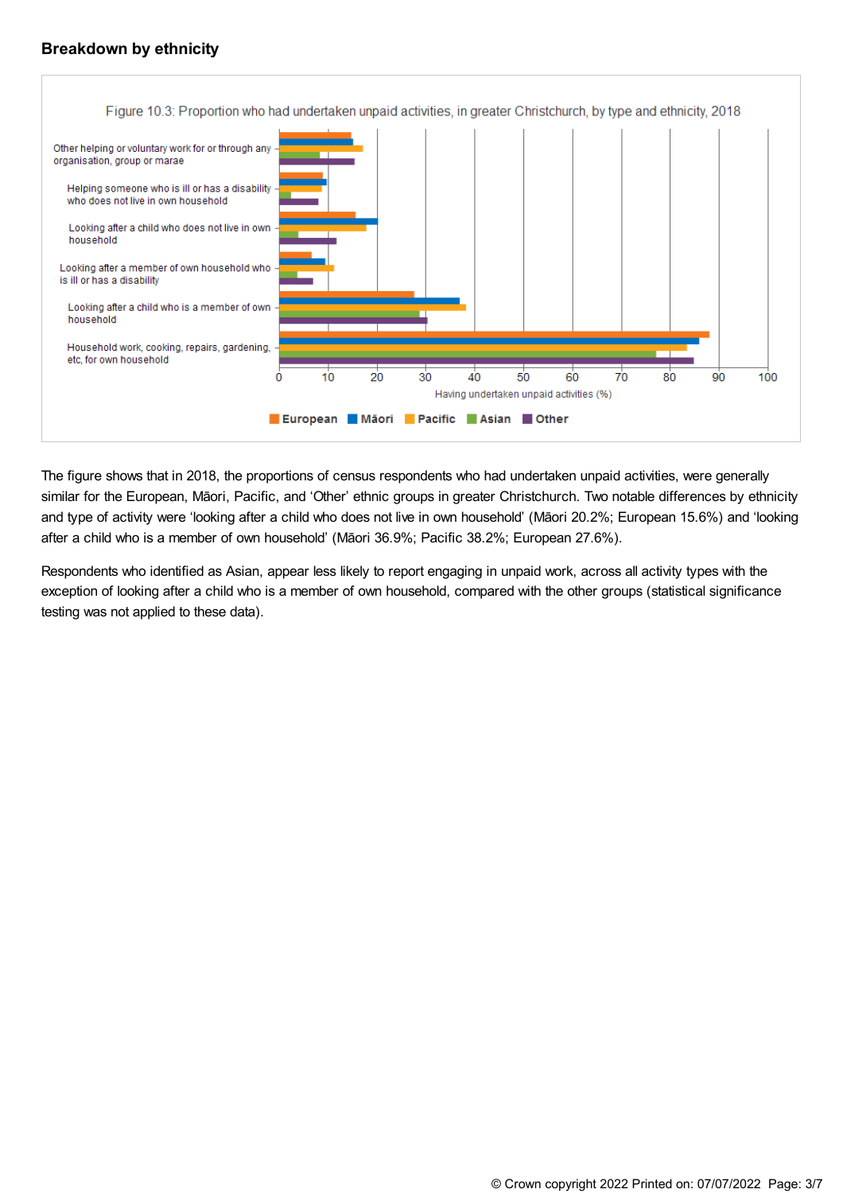## Breakdown by ethnicity

Figure 10.3: Proportion who had undertaken unpaid activities, in greater Christchurch, by type and ethnicity, 2018

The figure shows that in 2018, the proportions of census respondents who had undertaken unpaid activities, were generally similar for the European, Māori, Pacific, and 'Other' ethnic groups in greater Christchurch. Two notable differences by ethnicity and type of activity were 'looking after a child who does not live in own household' (Māori 20.2%; European 15.6%) and 'looking after a child who is a member of own household' (Māori 36.9%; Pacific 38.2%; European 27.6%).

Respondents who identified as Asian, appear less likely to report engaging in unpaid work, across all activity types with the exception of looking after a child who is a member of own household, compared with the other groups (statistical significance testing was not applied to these data).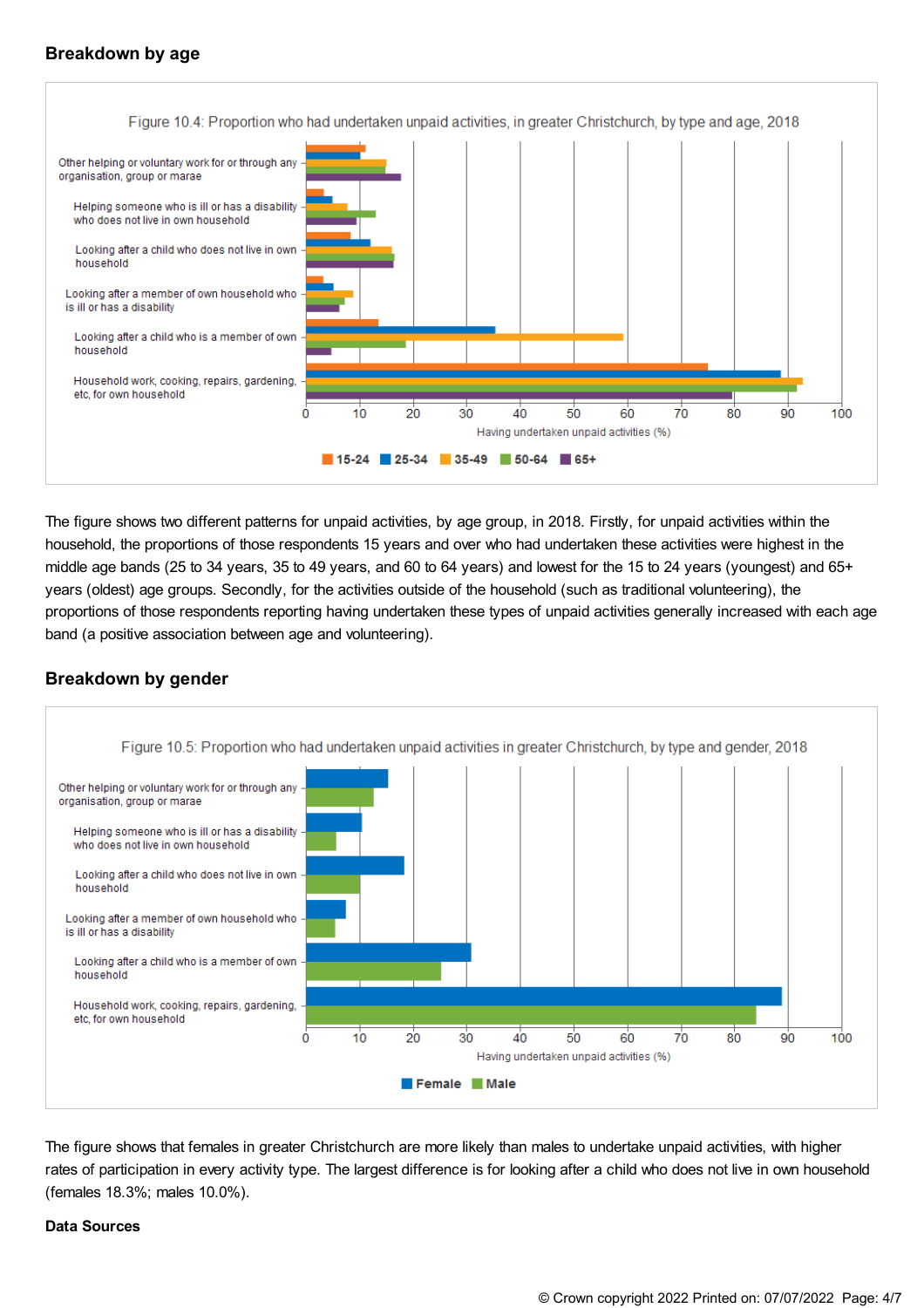## Breakdown by age

Figure 10.4: Proportion who had undertaken unpaid activities, in greater Christchurch, by type and age, 2018

The figure shows two different patterns for unpaid activities, by age group, in 2018. Firstly, for unpaid activities within the household, the proportions of those respondents 15 years and over who had undertaken these activities were highest in the middle age bands (25 to 34 years, 35 to 49 years, and 60 to 64 years) and lowest for the 15 to 24 years (youngest) and 65+ years (oldest) age groups. Secondly, for the activities outside of the household (such as traditional volunteering), the proportions of those respondents reporting having undertaken these types of unpaid activities generally increased with each age band (a positive association between age and volunteering).

## Breakdown by gender

Figure 10.5: Proportion who had undertaken unpaid activities in greater Christchurch, by type and gender, 2018

The figure shows that females in greater Christchurch are more likely than males to undertake unpaid activities, with higher rates of participation in every activity type. The largest difference is for looking after a child who does not live in own household (females 18.3%; males 10.0%).

**Data Sources**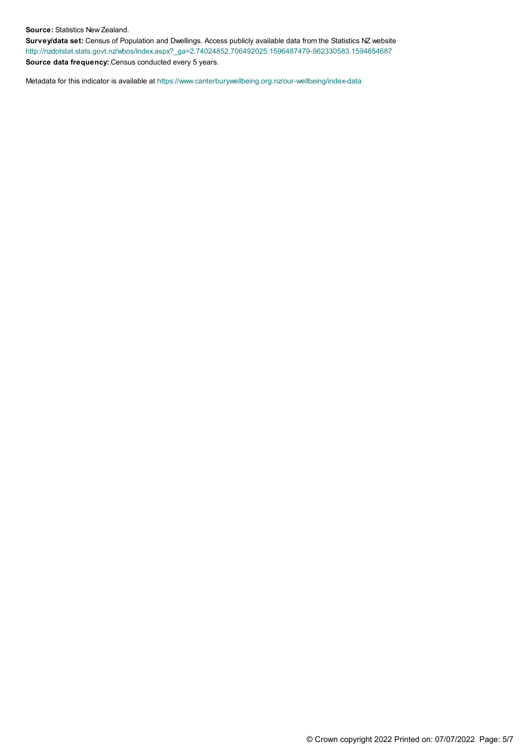**Source:** Statistics New Zealand.

**Survey/data set:** Census of Population and Dwellings. Access publicly available data from the Statistics NZ website http://nzdotstat.stats.govt.nz/wbos/Index.aspx?_ga=2.74024852.706492025.1596487479-962330583.1594854687

**Source data frequency:** Census conducted every 5 years.

Metadata for this indicator is available at https://www.canterburywellbeing.org.nz/our-wellbeing/index-data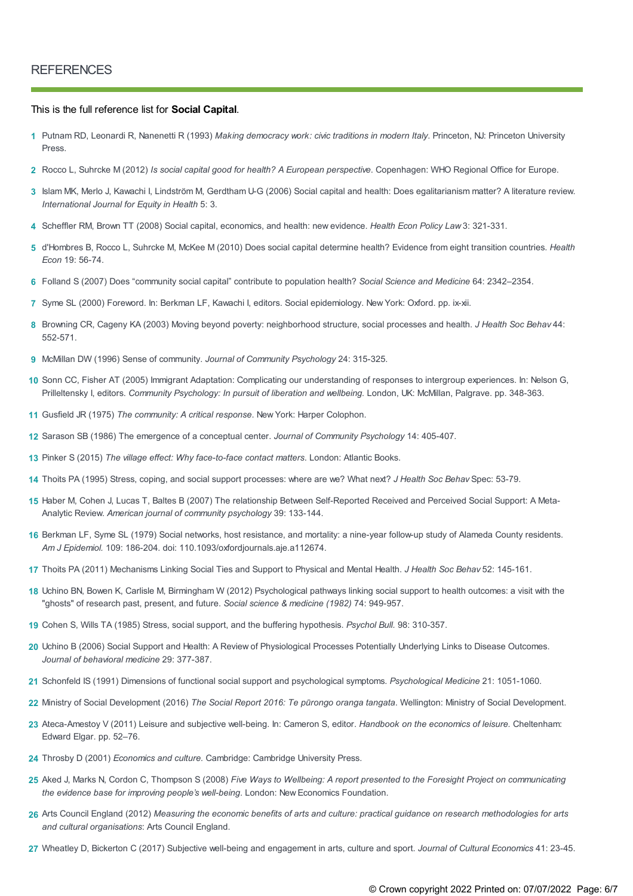## REFERENCES

This is the full reference list for **Social Capital**.

1. Putnam RD, Leonardi R, Nanenetti R (1993) *Making democracy work: civic traditions in modern Italy*. Princeton, NJ: Princeton University Press.
2. Rocco L, Suhrcke M (2012) *Is social capital good for health? A European perspective*. Copenhagen: WHO Regional Office for Europe.
3. Islam MK, Merlo J, Kawachi I, Lindström M, Gerdtham U-G (2006) Social capital and health: Does egalitarianism matter? A literature review. *International Journal for Equity in Health* 5: 3.
4. Scheffler RM, Brown TT (2008) Social capital, economics, and health: new evidence. *Health Econ Policy Law* 3: 321-331.
5. d'Hombres B, Rocco L, Suhrcke M, McKee M (2010) Does social capital determine health? Evidence from eight transition countries. *Health Econ* 19: 56-74.
6. Folland S (2007) Does "community social capital" contribute to population health? *Social Science and Medicine* 64: 2342–2354.
7. Syme SL (2000) Foreword. In: Berkman LF, Kawachi I, editors. Social epidemiology. New York: Oxford. pp. ix-xii.
8. Browning CR, Cageny KA (2003) Moving beyond poverty: neighborhood structure, social processes and health. *J Health Soc Behav* 44: 552-571.
9. McMillan DW (1996) Sense of community. *Journal of Community Psychology* 24: 315-325.
10. Sonn CC, Fisher AT (2005) Immigrant Adaptation: Complicating our understanding of responses to intergroup experiences. In: Nelson G, Prilleltensky I, editors. *Community Psychology: In pursuit of liberation and wellbeing.* London, UK: McMillan, Palgrave. pp. 348-363.
11. Gusfield JR (1975) *The community: A critical response*. New York: Harper Colophon.
12. Sarason SB (1986) The emergence of a conceptual center. *Journal of Community Psychology* 14: 405-407.
13. Pinker S (2015) *The village effect: Why face-to-face contact matters*. London: Atlantic Books.
14. Thoits PA (1995) Stress, coping, and social support processes: where are we? What next? *J Health Soc Behav* Spec: 53-79.
15. Haber M, Cohen J, Lucas T, Baltes B (2007) The relationship Between Self-Reported Received and Perceived Social Support: A Meta-Analytic Review. *American journal of community psychology* 39: 133-144.
16. Berkman LF, Syme SL (1979) Social networks, host resistance, and mortality: a nine-year follow-up study of Alameda County residents. *Am J Epidemiol.* 109: 186-204. doi: 110.1093/oxfordjournals.aje.a112674.
17. Thoits PA (2011) Mechanisms Linking Social Ties and Support to Physical and Mental Health. *J Health Soc Behav* 52: 145-161.
18. Uchino BN, Bowen K, Carlisle M, Birmingham W (2012) Psychological pathways linking social support to health outcomes: a visit with the "ghosts" of research past, present, and future. *Social science & medicine (1982)* 74: 949-957.
19. Cohen S, Wills TA (1985) Stress, social support, and the buffering hypothesis. *Psychol Bull.* 98: 310-357.
20. Uchino B (2006) Social Support and Health: A Review of Physiological Processes Potentially Underlying Links to Disease Outcomes. *Journal of behavioral medicine* 29: 377-387.
21. Schonfeld IS (1991) Dimensions of functional social support and psychological symptoms. *Psychological Medicine* 21: 1051-1060.
22. Ministry of Social Development (2016) *The Social Report 2016: Te pūrongo oranga tangata.* Wellington: Ministry of Social Development.
23. Ateca-Amestoy V (2011) Leisure and subjective well-being. In: Cameron S, editor. *Handbook on the economics of leisure.* Cheltenham: Edward Elgar. pp. 52–76.
24. Throsby D (2001) *Economics and culture.* Cambridge: Cambridge University Press.
25. Aked J, Marks N, Cordon C, Thompson S (2008) *Five Ways to Wellbeing: A report presented to the Foresight Project on communicating the evidence base for improving people's well-being.* London: New Economics Foundation.
26. Arts Council England (2012) *Measuring the economic benefits of arts and culture: practical guidance on research methodologies for arts and cultural organisations*: Arts Council England.
27. Wheatley D, Bickerton C (2017) Subjective well-being and engagement in arts, culture and sport. *Journal of Cultural Economics* 41: 23-45.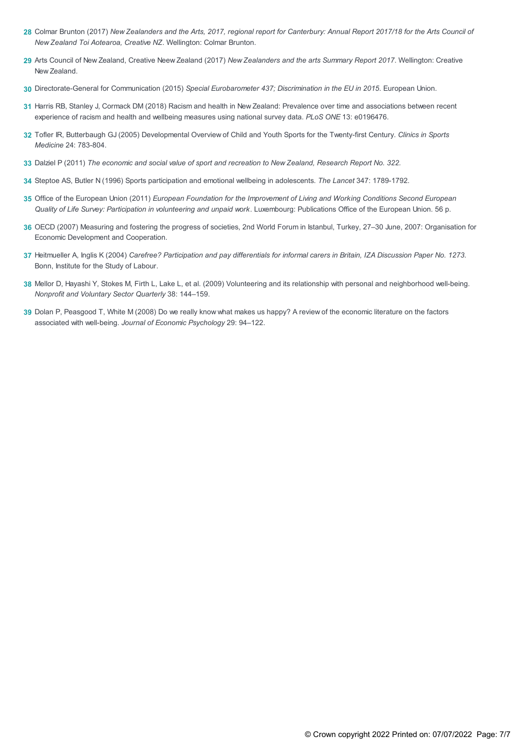28 Colmar Brunton (2017) *New Zealanders and the Arts, 2017, regional report for Canterbury: Annual Report 2017/18 for the Arts Council of New Zealand Toi Aotearoa, Creative NZ*. Wellington: Colmar Brunton.

29 Arts Council of New Zealand, Creative Neew Zealand (2017) *New Zealanders and the arts Summary Report 2017*. Wellington: Creative New Zealand.

30 Directorate-General for Communication (2015) *Special Eurobarometer 437; Discrimination in the EU in 2015*. European Union.

31 Harris RB, Stanley J, Cormack DM (2018) Racism and health in New Zealand: Prevalence over time and associations between recent experience of racism and health and wellbeing measures using national survey data. *PLoS ONE* 13: e0196476.

32 Tofler IR, Butterbaugh GJ (2005) Developmental Overview of Child and Youth Sports for the Twenty-first Century. *Clinics in Sports Medicine* 24: 783-804.

33 Dalziel P (2011) *The economic and social value of sport and recreation to New Zealand, Research Report No. 322.*

34 Steptoe AS, Butler N (1996) Sports participation and emotional wellbeing in adolescents. *The Lancet* 347: 1789-1792.

35 Office of the European Union (2011) *European Foundation for the Improvement of Living and Working Conditions Second European Quality of Life Survey: Participation in volunteering and unpaid work*. Luxembourg: Publications Office of the European Union. 56 p.

36 OECD (2007) Measuring and fostering the progress of societies, 2nd World Forum in Istanbul, Turkey, 27–30 June, 2007: Organisation for Economic Development and Cooperation.

37 Heitmueller A, Inglis K (2004) *Carefree? Participation and pay differentials for informal carers in Britain, IZA Discussion Paper No. 1273.* Bonn, Institute for the Study of Labour.

38 Mellor D, Hayashi Y, Stokes M, Firth L, Lake L, et al. (2009) Volunteering and its relationship with personal and neighborhood well-being. *Nonprofit and Voluntary Sector Quarterly* 38: 144–159.

39 Dolan P, Peasgood T, White M (2008) Do we really know what makes us happy? A review of the economic literature on the factors associated with well-being. *Journal of Economic Psychology* 29: 94–122.

© Crown copyright 2022 Printed on: 07/07/2022